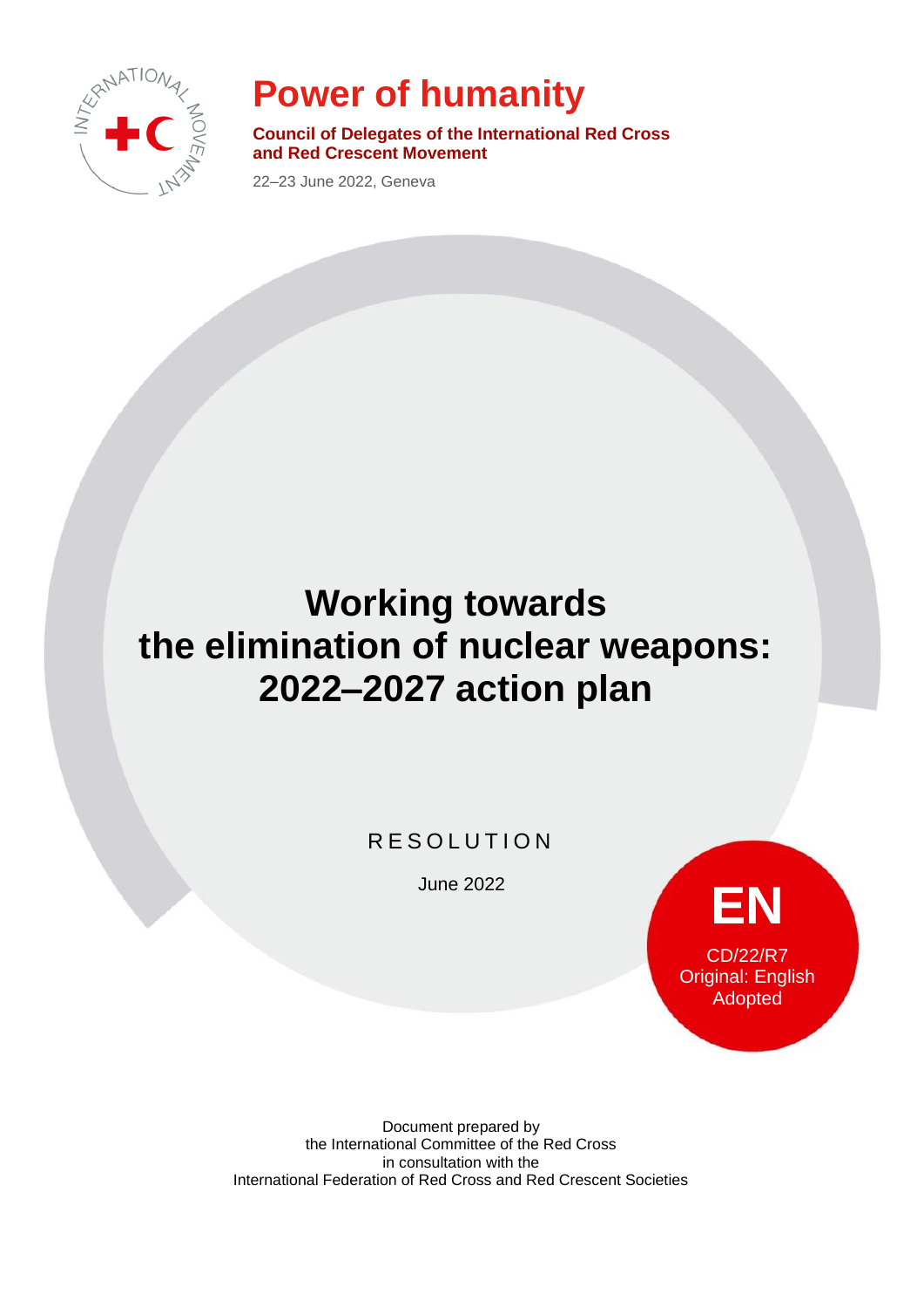# Power of humanity

**Council of Delegates of the International Red Cross and Red Crescent Movement**

22–23 June 2022, Geneva

# Working towards the elimination of nuclear weapons: 2022–2027 action plan

RESOLUTION

June 2022

**EN**

CD/22/R7
Original: English
Adopted

Document prepared by
the International Committee of the Red Cross
in consultation with the
International Federation of Red Cross and Red Crescent Societies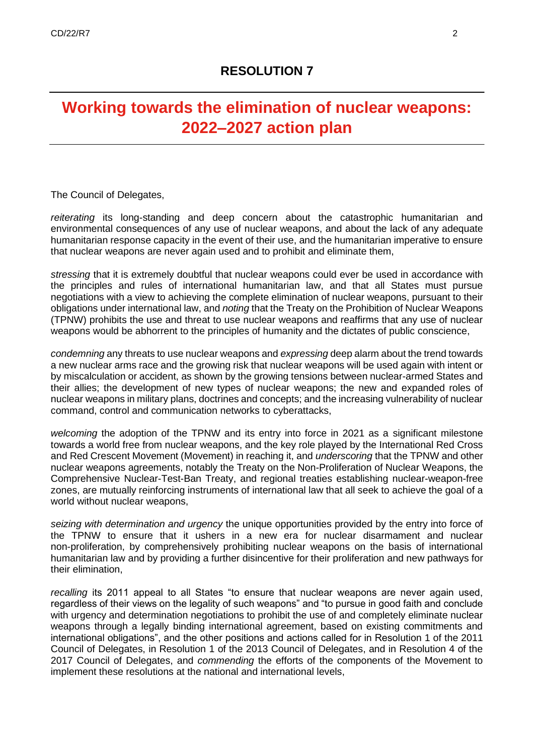## RESOLUTION 7

# Working towards the elimination of nuclear weapons: 2022–2027 action plan

The Council of Delegates,

*reiterating* its long-standing and deep concern about the catastrophic humanitarian and environmental consequences of any use of nuclear weapons, and about the lack of any adequate humanitarian response capacity in the event of their use, and the humanitarian imperative to ensure that nuclear weapons are never again used and to prohibit and eliminate them,

*stressing* that it is extremely doubtful that nuclear weapons could ever be used in accordance with the principles and rules of international humanitarian law, and that all States must pursue negotiations with a view to achieving the complete elimination of nuclear weapons, pursuant to their obligations under international law, and *noting* that the Treaty on the Prohibition of Nuclear Weapons (TPNW) prohibits the use and threat to use nuclear weapons and reaffirms that any use of nuclear weapons would be abhorrent to the principles of humanity and the dictates of public conscience,

*condemning* any threats to use nuclear weapons and *expressing* deep alarm about the trend towards a new nuclear arms race and the growing risk that nuclear weapons will be used again with intent or by miscalculation or accident, as shown by the growing tensions between nuclear-armed States and their allies; the development of new types of nuclear weapons; the new and expanded roles of nuclear weapons in military plans, doctrines and concepts; and the increasing vulnerability of nuclear command, control and communication networks to cyberattacks,

*welcoming* the adoption of the TPNW and its entry into force in 2021 as a significant milestone towards a world free from nuclear weapons, and the key role played by the International Red Cross and Red Crescent Movement (Movement) in reaching it, and *underscoring* that the TPNW and other nuclear weapons agreements, notably the Treaty on the Non-Proliferation of Nuclear Weapons, the Comprehensive Nuclear-Test-Ban Treaty, and regional treaties establishing nuclear-weapon-free zones, are mutually reinforcing instruments of international law that all seek to achieve the goal of a world without nuclear weapons,

*seizing with determination and urgency* the unique opportunities provided by the entry into force of the TPNW to ensure that it ushers in a new era for nuclear disarmament and nuclear non-proliferation, by comprehensively prohibiting nuclear weapons on the basis of international humanitarian law and by providing a further disincentive for their proliferation and new pathways for their elimination,

*recalling* its 2011 appeal to all States "to ensure that nuclear weapons are never again used, regardless of their views on the legality of such weapons" and "to pursue in good faith and conclude with urgency and determination negotiations to prohibit the use of and completely eliminate nuclear weapons through a legally binding international agreement, based on existing commitments and international obligations", and the other positions and actions called for in Resolution 1 of the 2011 Council of Delegates, in Resolution 1 of the 2013 Council of Delegates, and in Resolution 4 of the 2017 Council of Delegates, and *commending* the efforts of the components of the Movement to implement these resolutions at the national and international levels,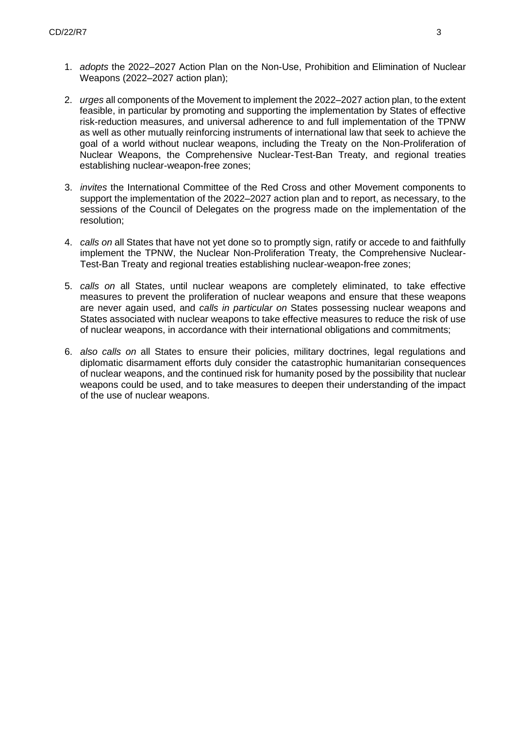1. *adopts* the 2022–2027 Action Plan on the Non-Use, Prohibition and Elimination of Nuclear Weapons (2022–2027 action plan);

2. *urges* all components of the Movement to implement the 2022–2027 action plan, to the extent feasible, in particular by promoting and supporting the implementation by States of effective risk-reduction measures, and universal adherence to and full implementation of the TPNW as well as other mutually reinforcing instruments of international law that seek to achieve the goal of a world without nuclear weapons, including the Treaty on the Non-Proliferation of Nuclear Weapons, the Comprehensive Nuclear-Test-Ban Treaty, and regional treaties establishing nuclear-weapon-free zones;

3. *invites* the International Committee of the Red Cross and other Movement components to support the implementation of the 2022–2027 action plan and to report, as necessary, to the sessions of the Council of Delegates on the progress made on the implementation of the resolution;

4. *calls on* all States that have not yet done so to promptly sign, ratify or accede to and faithfully implement the TPNW, the Nuclear Non-Proliferation Treaty, the Comprehensive Nuclear-Test-Ban Treaty and regional treaties establishing nuclear-weapon-free zones;

5. *calls on* all States, until nuclear weapons are completely eliminated, to take effective measures to prevent the proliferation of nuclear weapons and ensure that these weapons are never again used, and *calls in particular on* States possessing nuclear weapons and States associated with nuclear weapons to take effective measures to reduce the risk of use of nuclear weapons, in accordance with their international obligations and commitments;

6. *also calls on* all States to ensure their policies, military doctrines, legal regulations and diplomatic disarmament efforts duly consider the catastrophic humanitarian consequences of nuclear weapons, and the continued risk for humanity posed by the possibility that nuclear weapons could be used, and to take measures to deepen their understanding of the impact of the use of nuclear weapons.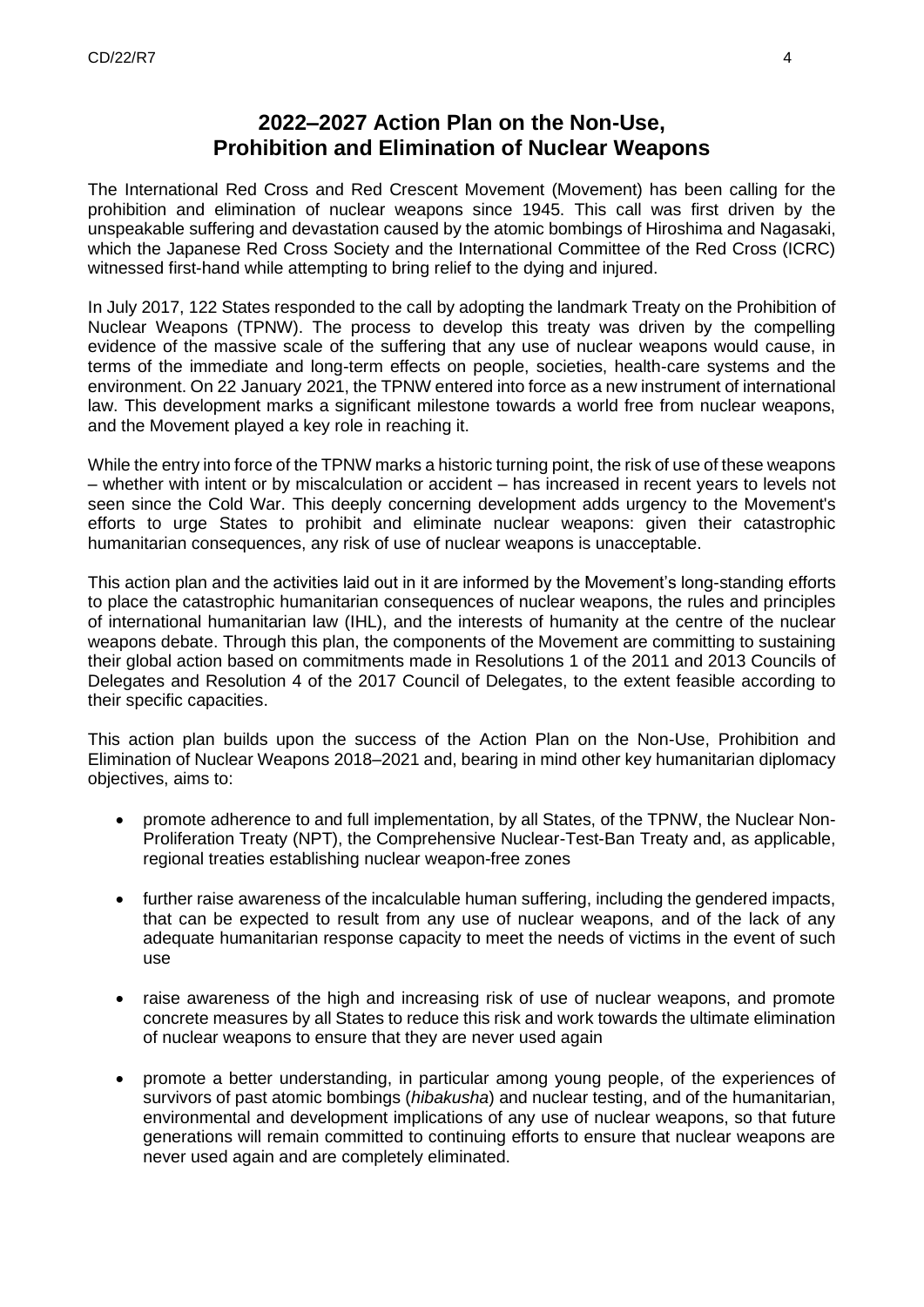# 2022–2027 Action Plan on the Non-Use, Prohibition and Elimination of Nuclear Weapons

The International Red Cross and Red Crescent Movement (Movement) has been calling for the prohibition and elimination of nuclear weapons since 1945. This call was first driven by the unspeakable suffering and devastation caused by the atomic bombings of Hiroshima and Nagasaki, which the Japanese Red Cross Society and the International Committee of the Red Cross (ICRC) witnessed first-hand while attempting to bring relief to the dying and injured.

In July 2017, 122 States responded to the call by adopting the landmark Treaty on the Prohibition of Nuclear Weapons (TPNW). The process to develop this treaty was driven by the compelling evidence of the massive scale of the suffering that any use of nuclear weapons would cause, in terms of the immediate and long-term effects on people, societies, health-care systems and the environment. On 22 January 2021, the TPNW entered into force as a new instrument of international law. This development marks a significant milestone towards a world free from nuclear weapons, and the Movement played a key role in reaching it.

While the entry into force of the TPNW marks a historic turning point, the risk of use of these weapons – whether with intent or by miscalculation or accident – has increased in recent years to levels not seen since the Cold War. This deeply concerning development adds urgency to the Movement's efforts to urge States to prohibit and eliminate nuclear weapons: given their catastrophic humanitarian consequences, any risk of use of nuclear weapons is unacceptable.

This action plan and the activities laid out in it are informed by the Movement's long-standing efforts to place the catastrophic humanitarian consequences of nuclear weapons, the rules and principles of international humanitarian law (IHL), and the interests of humanity at the centre of the nuclear weapons debate. Through this plan, the components of the Movement are committing to sustaining their global action based on commitments made in Resolutions 1 of the 2011 and 2013 Councils of Delegates and Resolution 4 of the 2017 Council of Delegates, to the extent feasible according to their specific capacities.

This action plan builds upon the success of the Action Plan on the Non-Use, Prohibition and Elimination of Nuclear Weapons 2018–2021 and, bearing in mind other key humanitarian diplomacy objectives, aims to:

- promote adherence to and full implementation, by all States, of the TPNW, the Nuclear Non-Proliferation Treaty (NPT), the Comprehensive Nuclear-Test-Ban Treaty and, as applicable, regional treaties establishing nuclear weapon-free zones
- further raise awareness of the incalculable human suffering, including the gendered impacts, that can be expected to result from any use of nuclear weapons, and of the lack of any adequate humanitarian response capacity to meet the needs of victims in the event of such use
- raise awareness of the high and increasing risk of use of nuclear weapons, and promote concrete measures by all States to reduce this risk and work towards the ultimate elimination of nuclear weapons to ensure that they are never used again
- promote a better understanding, in particular among young people, of the experiences of survivors of past atomic bombings (*hibakusha*) and nuclear testing, and of the humanitarian, environmental and development implications of any use of nuclear weapons, so that future generations will remain committed to continuing efforts to ensure that nuclear weapons are never used again and are completely eliminated.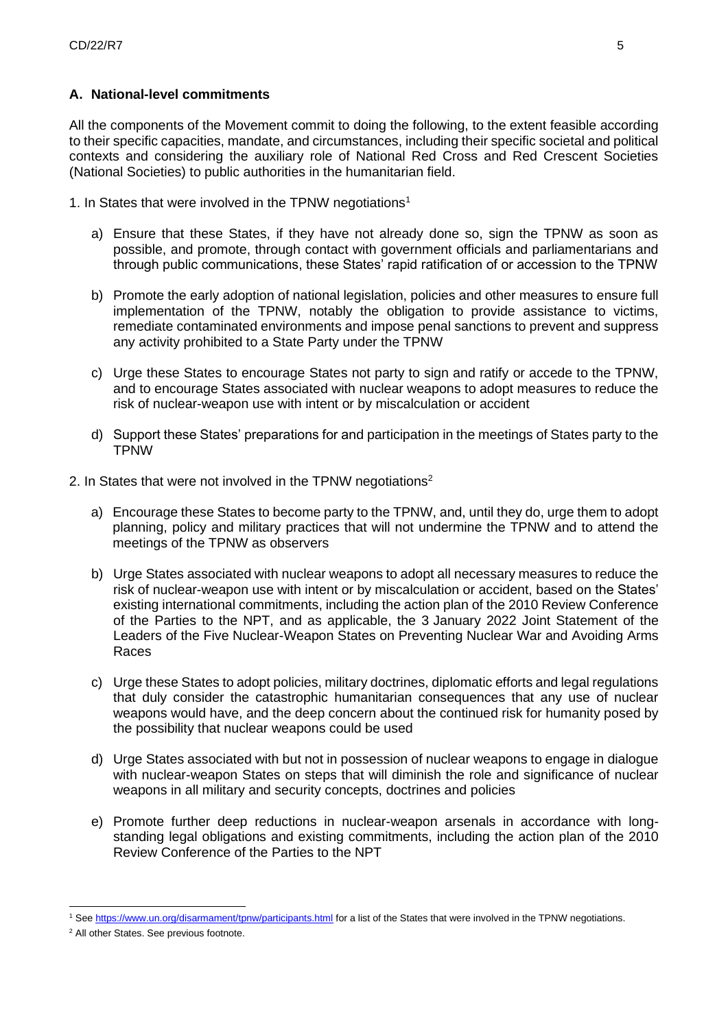### A. National-level commitments

All the components of the Movement commit to doing the following, to the extent feasible according to their specific capacities, mandate, and circumstances, including their specific societal and political contexts and considering the auxiliary role of National Red Cross and Red Crescent Societies (National Societies) to public authorities in the humanitarian field.

1. In States that were involved in the TPNW negotiations[1]

   a) Ensure that these States, if they have not already done so, sign the TPNW as soon as possible, and promote, through contact with government officials and parliamentarians and through public communications, these States' rapid ratification of or accession to the TPNW

   b) Promote the early adoption of national legislation, policies and other measures to ensure full implementation of the TPNW, notably the obligation to provide assistance to victims, remediate contaminated environments and impose penal sanctions to prevent and suppress any activity prohibited to a State Party under the TPNW

   c) Urge these States to encourage States not party to sign and ratify or accede to the TPNW, and to encourage States associated with nuclear weapons to adopt measures to reduce the risk of nuclear-weapon use with intent or by miscalculation or accident

   d) Support these States' preparations for and participation in the meetings of States party to the TPNW

2. In States that were not involved in the TPNW negotiations[2]

   a) Encourage these States to become party to the TPNW, and, until they do, urge them to adopt planning, policy and military practices that will not undermine the TPNW and to attend the meetings of the TPNW as observers

   b) Urge States associated with nuclear weapons to adopt all necessary measures to reduce the risk of nuclear-weapon use with intent or by miscalculation or accident, based on the States' existing international commitments, including the action plan of the 2010 Review Conference of the Parties to the NPT, and as applicable, the 3 January 2022 Joint Statement of the Leaders of the Five Nuclear-Weapon States on Preventing Nuclear War and Avoiding Arms Races

   c) Urge these States to adopt policies, military doctrines, diplomatic efforts and legal regulations that duly consider the catastrophic humanitarian consequences that any use of nuclear weapons would have, and the deep concern about the continued risk for humanity posed by the possibility that nuclear weapons could be used

   d) Urge States associated with but not in possession of nuclear weapons to engage in dialogue with nuclear-weapon States on steps that will diminish the role and significance of nuclear weapons in all military and security concepts, doctrines and policies

   e) Promote further deep reductions in nuclear-weapon arsenals in accordance with long-standing legal obligations and existing commitments, including the action plan of the 2010 Review Conference of the Parties to the NPT

---

[1] See https://www.un.org/disarmament/tpnw/participants.html for a list of the States that were involved in the TPNW negotiations.

[2] All other States. See previous footnote.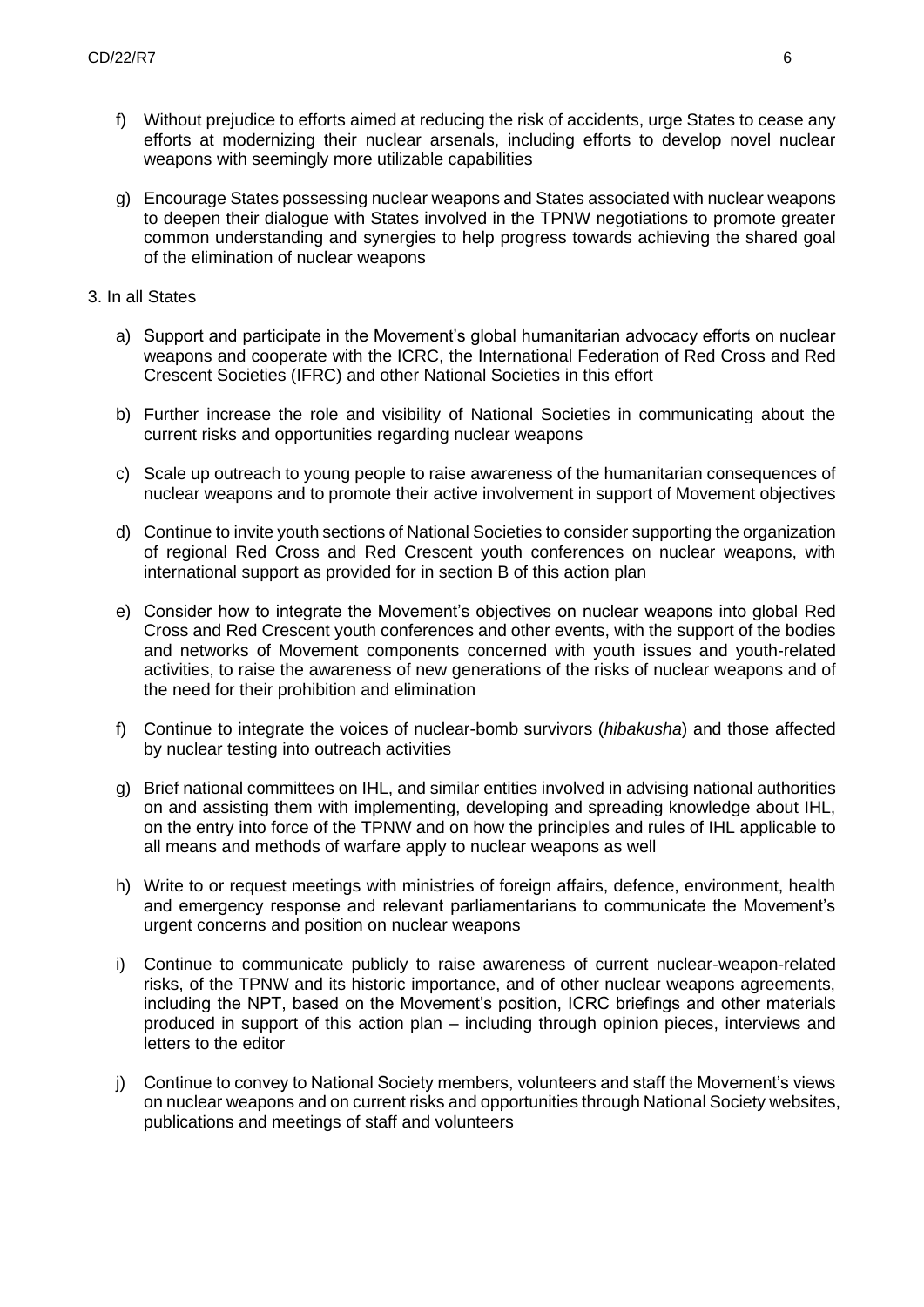f) Without prejudice to efforts aimed at reducing the risk of accidents, urge States to cease any efforts at modernizing their nuclear arsenals, including efforts to develop novel nuclear weapons with seemingly more utilizable capabilities

g) Encourage States possessing nuclear weapons and States associated with nuclear weapons to deepen their dialogue with States involved in the TPNW negotiations to promote greater common understanding and synergies to help progress towards achieving the shared goal of the elimination of nuclear weapons

3. In all States

a) Support and participate in the Movement's global humanitarian advocacy efforts on nuclear weapons and cooperate with the ICRC, the International Federation of Red Cross and Red Crescent Societies (IFRC) and other National Societies in this effort

b) Further increase the role and visibility of National Societies in communicating about the current risks and opportunities regarding nuclear weapons

c) Scale up outreach to young people to raise awareness of the humanitarian consequences of nuclear weapons and to promote their active involvement in support of Movement objectives

d) Continue to invite youth sections of National Societies to consider supporting the organization of regional Red Cross and Red Crescent youth conferences on nuclear weapons, with international support as provided for in section B of this action plan

e) Consider how to integrate the Movement's objectives on nuclear weapons into global Red Cross and Red Crescent youth conferences and other events, with the support of the bodies and networks of Movement components concerned with youth issues and youth-related activities, to raise the awareness of new generations of the risks of nuclear weapons and of the need for their prohibition and elimination

f) Continue to integrate the voices of nuclear-bomb survivors (*hibakusha*) and those affected by nuclear testing into outreach activities

g) Brief national committees on IHL, and similar entities involved in advising national authorities on and assisting them with implementing, developing and spreading knowledge about IHL, on the entry into force of the TPNW and on how the principles and rules of IHL applicable to all means and methods of warfare apply to nuclear weapons as well

h) Write to or request meetings with ministries of foreign affairs, defence, environment, health and emergency response and relevant parliamentarians to communicate the Movement's urgent concerns and position on nuclear weapons

i) Continue to communicate publicly to raise awareness of current nuclear-weapon-related risks, of the TPNW and its historic importance, and of other nuclear weapons agreements, including the NPT, based on the Movement's position, ICRC briefings and other materials produced in support of this action plan – including through opinion pieces, interviews and letters to the editor

j) Continue to convey to National Society members, volunteers and staff the Movement's views on nuclear weapons and on current risks and opportunities through National Society websites, publications and meetings of staff and volunteers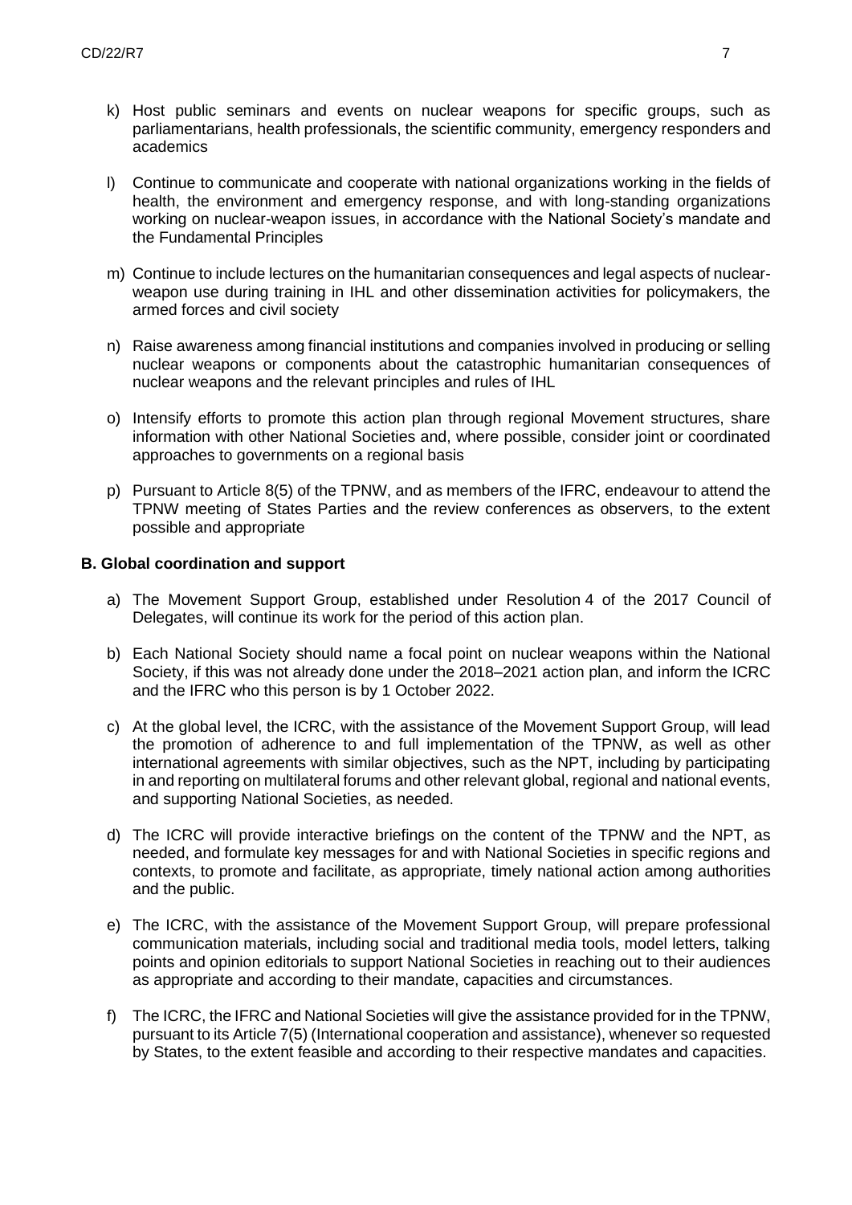k) Host public seminars and events on nuclear weapons for specific groups, such as parliamentarians, health professionals, the scientific community, emergency responders and academics

l) Continue to communicate and cooperate with national organizations working in the fields of health, the environment and emergency response, and with long-standing organizations working on nuclear-weapon issues, in accordance with the National Society's mandate and the Fundamental Principles

m) Continue to include lectures on the humanitarian consequences and legal aspects of nuclear-weapon use during training in IHL and other dissemination activities for policymakers, the armed forces and civil society

n) Raise awareness among financial institutions and companies involved in producing or selling nuclear weapons or components about the catastrophic humanitarian consequences of nuclear weapons and the relevant principles and rules of IHL

o) Intensify efforts to promote this action plan through regional Movement structures, share information with other National Societies and, where possible, consider joint or coordinated approaches to governments on a regional basis

p) Pursuant to Article 8(5) of the TPNW, and as members of the IFRC, endeavour to attend the TPNW meeting of States Parties and the review conferences as observers, to the extent possible and appropriate

**B. Global coordination and support**

a) The Movement Support Group, established under Resolution 4 of the 2017 Council of Delegates, will continue its work for the period of this action plan.

b) Each National Society should name a focal point on nuclear weapons within the National Society, if this was not already done under the 2018–2021 action plan, and inform the ICRC and the IFRC who this person is by 1 October 2022.

c) At the global level, the ICRC, with the assistance of the Movement Support Group, will lead the promotion of adherence to and full implementation of the TPNW, as well as other international agreements with similar objectives, such as the NPT, including by participating in and reporting on multilateral forums and other relevant global, regional and national events, and supporting National Societies, as needed.

d) The ICRC will provide interactive briefings on the content of the TPNW and the NPT, as needed, and formulate key messages for and with National Societies in specific regions and contexts, to promote and facilitate, as appropriate, timely national action among authorities and the public.

e) The ICRC, with the assistance of the Movement Support Group, will prepare professional communication materials, including social and traditional media tools, model letters, talking points and opinion editorials to support National Societies in reaching out to their audiences as appropriate and according to their mandate, capacities and circumstances.

f) The ICRC, the IFRC and National Societies will give the assistance provided for in the TPNW, pursuant to its Article 7(5) (International cooperation and assistance), whenever so requested by States, to the extent feasible and according to their respective mandates and capacities.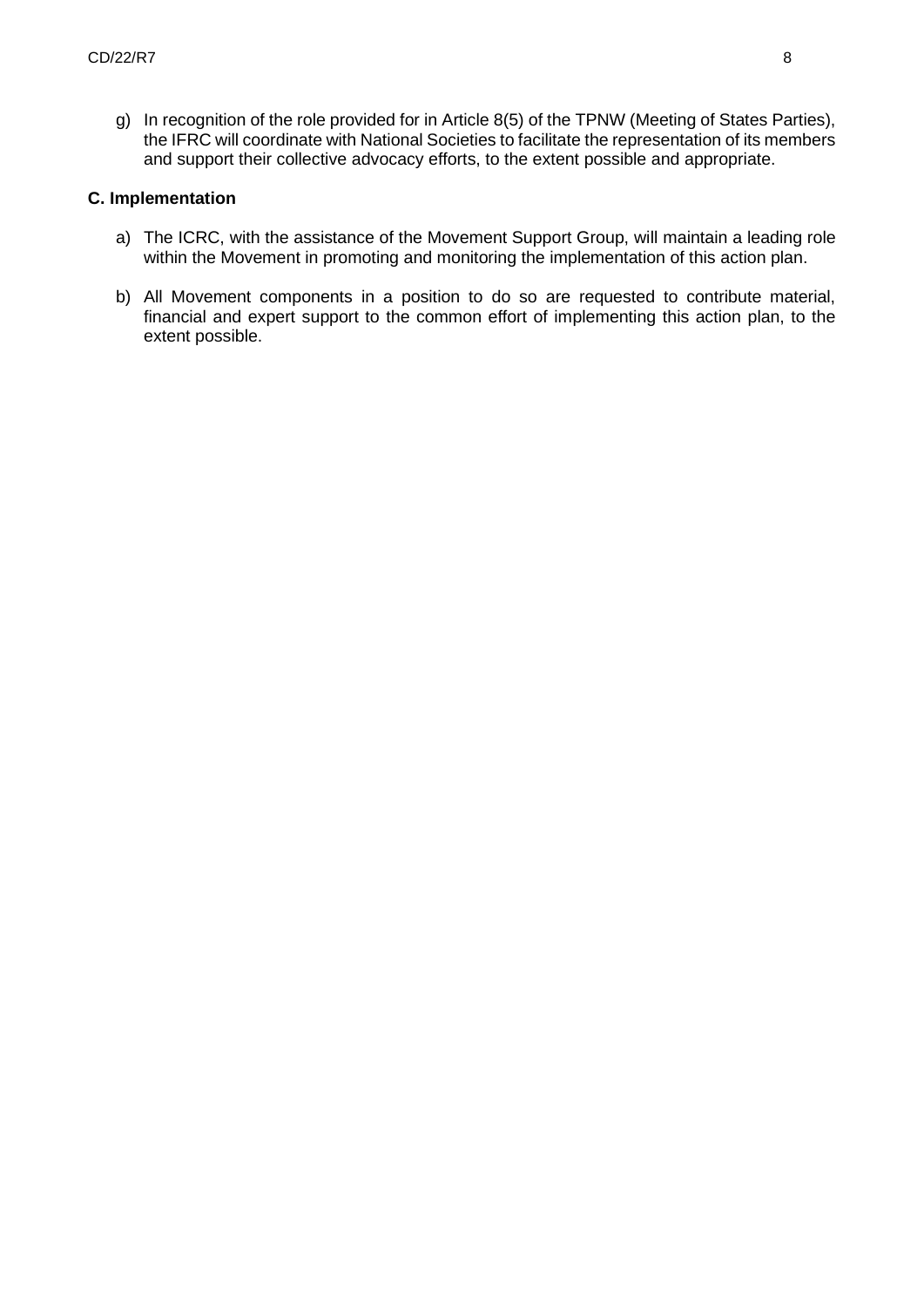g) In recognition of the role provided for in Article 8(5) of the TPNW (Meeting of States Parties), the IFRC will coordinate with National Societies to facilitate the representation of its members and support their collective advocacy efforts, to the extent possible and appropriate.

**C. Implementation**

a) The ICRC, with the assistance of the Movement Support Group, will maintain a leading role within the Movement in promoting and monitoring the implementation of this action plan.

b) All Movement components in a position to do so are requested to contribute material, financial and expert support to the common effort of implementing this action plan, to the extent possible.